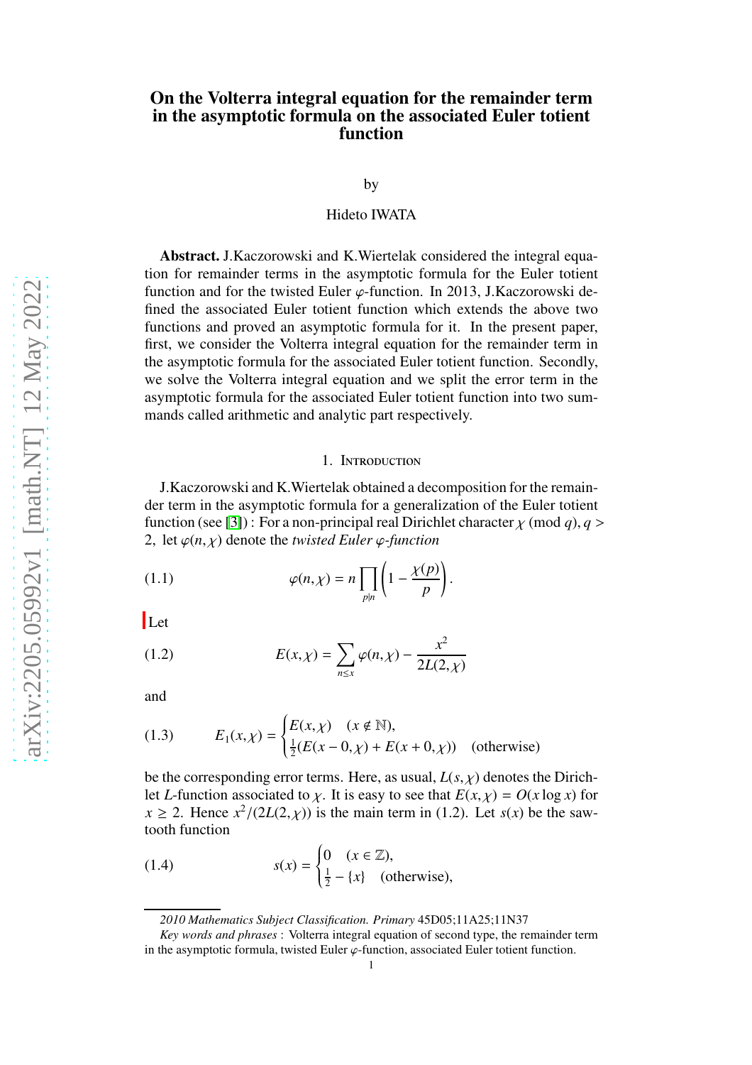# On the Volterra integral equation for the remainder term in the asymptotic formula on the associated Euler totient function

by

Hideto IWATA

**Abstract.** J.Kaczorowski and K.Wiertelak considered the integral equation for remainder terms in the asymptotic formula for the Euler totient function and for the twisted Euler $\varphi$-function. In 2013, J.Kaczorowski defined the associated Euler totient function which extends the above two functions and proved an asymptotic formula for it. In the present paper, first, we consider the Volterra integral equation for the remainder term in the asymptotic formula for the associated Euler totient function. Secondly, we solve the Volterra integral equation and we split the error term in the asymptotic formula for the associated Euler totient function into two summands called arithmetic and analytic part respectively.

## 1. Introduction

J.Kaczorowski and K.Wiertelak obtained a decomposition for the remainder term in the asymptotic formula for a generalization of the Euler totient function (see [3]) : For a non-principal real Dirichlet character $\chi$ (mod $q$), $q > 2$, let $\varphi(n, \chi)$ denote the *twisted Euler $\varphi$-function*

$$\varphi(n, \chi) = n \prod_{p \mid n} \left(1 - \frac{\chi(p)}{p}\right). \tag{1.1}$$

Let

$$E(x, \chi) = \sum_{n \leq x} \varphi(n, \chi) - \frac{x^2}{2L(2, \chi)} \tag{1.2}$$

and

$$E_1(x, \chi) = \begin{cases} E(x, \chi) & (x \notin \mathbb{N}), \\ \frac{1}{2}(E(x-0, \chi) + E(x+0, \chi)) & \text{(otherwise)} \end{cases} \tag{1.3}$$

be the corresponding error terms. Here, as usual, $L(s, \chi)$ denotes the Dirichlet $L$-function associated to $\chi$. It is easy to see that $E(x, \chi) = O(x \log x)$ for $x \geq 2$. Hence $x^2/(2L(2, \chi))$ is the main term in (1.2). Let $s(x)$ be the saw-tooth function

$$s(x) = \begin{cases} 0 & (x \in \mathbb{Z}), \\ \frac{1}{2} - \{x\} & \text{(otherwise)}, \end{cases} \tag{1.4}$$

---

*2010 Mathematics Subject Classification.* Primary 45D05;11A25;11N37

*Key words and phrases* : Volterra integral equation of second type, the remainder term in the asymptotic formula, twisted Euler $\varphi$-function, associated Euler totient function.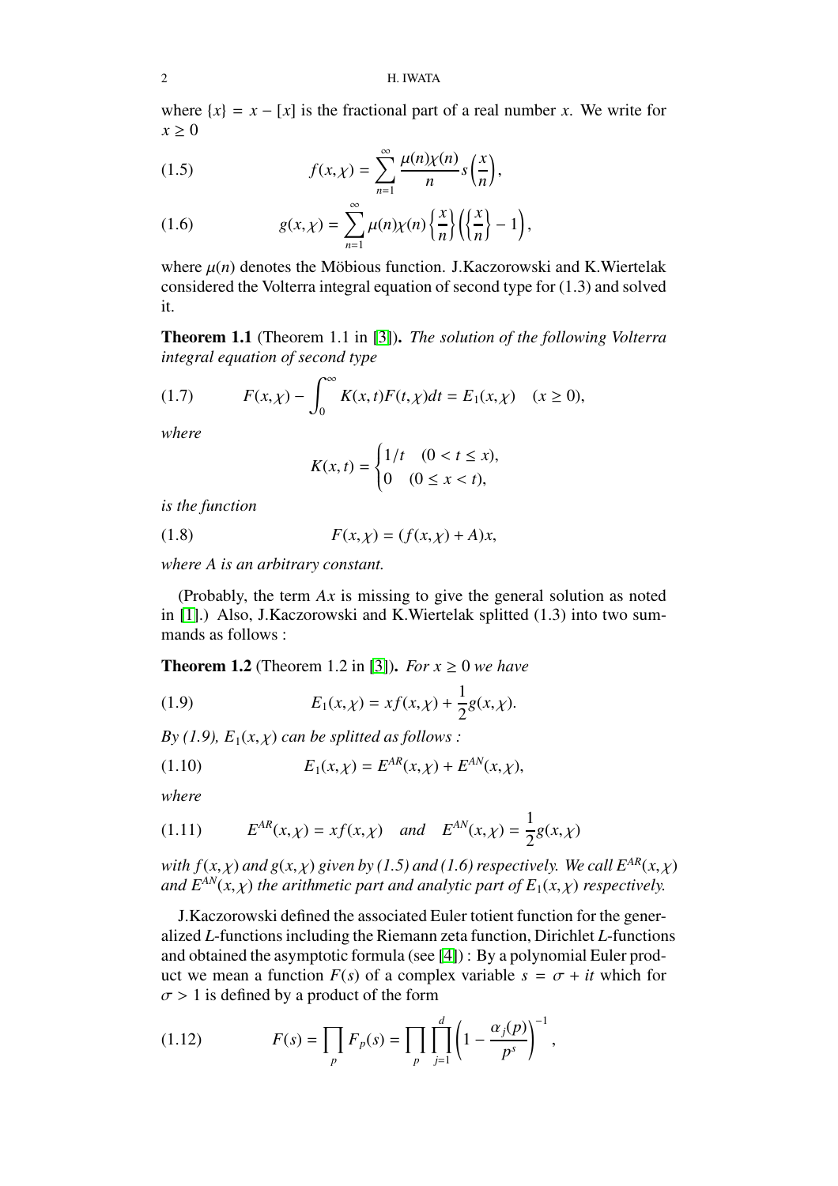where $\{x\} = x - [x]$ is the fractional part of a real number $x$. We write for $x \geq 0$

$$f(x,\chi) = \sum_{n=1}^{\infty} \frac{\mu(n)\chi(n)}{n} s\left(\frac{x}{n}\right), \tag{1.5}$$

$$g(x,\chi) = \sum_{n=1}^{\infty} \mu(n)\chi(n) \left\{\frac{x}{n}\right\}\left(\left\{\frac{x}{n}\right\} - 1\right), \tag{1.6}$$

where $\mu(n)$ denotes the Möbious function. J.Kaczorowski and K.Wiertelak considered the Volterra integral equation of second type for (1.3) and solved it.

**Theorem 1.1** (Theorem 1.1 in [3]). *The solution of the following Volterra integral equation of second type*

$$F(x,\chi) - \int_0^{\infty} K(x,t)F(t,\chi)dt = E_1(x,\chi) \quad (x \geq 0), \tag{1.7}$$

*where*

$$K(x,t) = \begin{cases} 1/t & (0 < t \leq x), \\ 0 & (0 \leq x < t), \end{cases}$$

*is the function*

$$F(x,\chi) = (f(x,\chi) + A)x, \tag{1.8}$$

*where $A$ is an arbitrary constant.*

(Probably, the term $Ax$ is missing to give the general solution as noted in [1].) Also, J.Kaczorowski and K.Wiertelak splitted (1.3) into two summands as follows :

**Theorem 1.2** (Theorem 1.2 in [3]). *For $x \geq 0$ we have*

$$E_1(x,\chi) = xf(x,\chi) + \frac{1}{2}g(x,\chi). \tag{1.9}$$

*By (1.9), $E_1(x,\chi)$ can be splitted as follows :*

$$E_1(x,\chi) = E^{AR}(x,\chi) + E^{AN}(x,\chi), \tag{1.10}$$

*where*

$$E^{AR}(x,\chi) = xf(x,\chi) \quad \text{and} \quad E^{AN}(x,\chi) = \frac{1}{2}g(x,\chi) \tag{1.11}$$

*with $f(x,\chi)$ and $g(x,\chi)$ given by (1.5) and (1.6) respectively. We call $E^{AR}(x,\chi)$ and $E^{AN}(x,\chi)$ the arithmetic part and analytic part of $E_1(x,\chi)$ respectively.*

J.Kaczorowski defined the associated Euler totient function for the generalized $L$-functions including the Riemann zeta function, Dirichlet $L$-functions and obtained the asymptotic formula (see [4]) : By a polynomial Euler product we mean a function $F(s)$ of a complex variable $s = \sigma + it$ which for $\sigma > 1$ is defined by a product of the form

$$F(s) = \prod_p F_p(s) = \prod_p \prod_{j=1}^{d} \left(1 - \frac{\alpha_j(p)}{p^s}\right)^{-1}, \tag{1.12}$$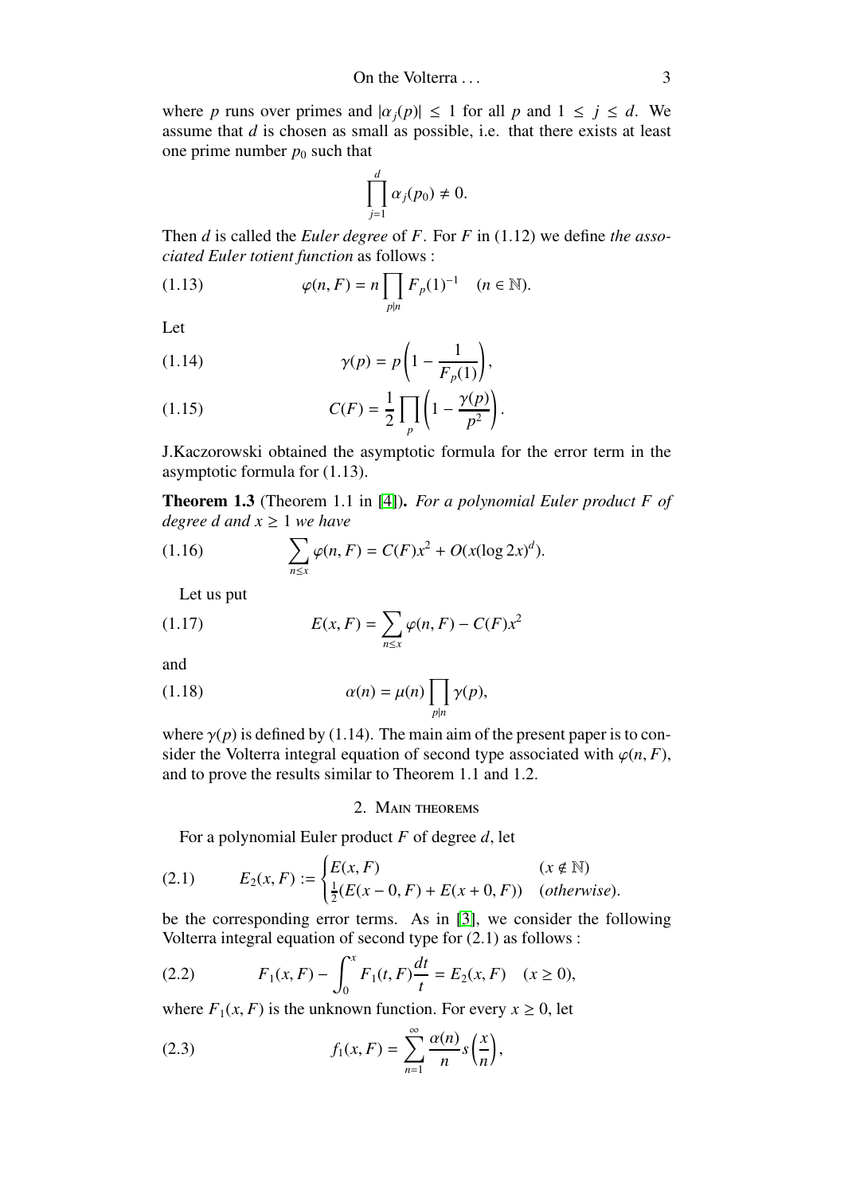where $p$ runs over primes and $|\alpha_j(p)| \leq 1$ for all $p$ and $1 \leq j \leq d$. We assume that $d$ is chosen as small as possible, i.e. that there exists at least one prime number $p_0$ such that

$$\prod_{j=1}^{d} \alpha_j(p_0) \neq 0.$$

Then $d$ is called the *Euler degree* of $F$. For $F$ in (1.12) we define *the associated Euler totient function* as follows :

$$\varphi(n, F) = n \prod_{p|n} F_p(1)^{-1} \quad (n \in \mathbb{N}). \tag{1.13}$$

Let

$$\gamma(p) = p\left(1 - \frac{1}{F_p(1)}\right), \tag{1.14}$$

$$C(F) = \frac{1}{2}\prod_p \left(1 - \frac{\gamma(p)}{p^2}\right). \tag{1.15}$$

J.Kaczorowski obtained the asymptotic formula for the error term in the asymptotic formula for (1.13).

**Theorem 1.3** (Theorem 1.1 in [4]). *For a polynomial Euler product $F$ of degree $d$ and $x \geq 1$ we have*

$$\sum_{n \leq x} \varphi(n, F) = C(F)x^2 + O(x(\log 2x)^d). \tag{1.16}$$

Let us put

$$E(x, F) = \sum_{n \leq x} \varphi(n, F) - C(F)x^2 \tag{1.17}$$

and

$$\alpha(n) = \mu(n) \prod_{p|n} \gamma(p), \tag{1.18}$$

where $\gamma(p)$ is defined by (1.14). The main aim of the present paper is to consider the Volterra integral equation of second type associated with $\varphi(n, F)$, and to prove the results similar to Theorem 1.1 and 1.2.

## 2. Main theorems

For a polynomial Euler product $F$ of degree $d$, let

$$E_2(x, F) := \begin{cases} E(x, F) & (x \notin \mathbb{N}) \\ \frac{1}{2}(E(x - 0, F) + E(x + 0, F)) & (\textit{otherwise}). \end{cases} \tag{2.1}$$

be the corresponding error terms. As in [3], we consider the following Volterra integral equation of second type for (2.1) as follows :

$$F_1(x, F) - \int_0^x F_1(t, F)\frac{dt}{t} = E_2(x, F) \quad (x \geq 0), \tag{2.2}$$

where $F_1(x, F)$ is the unknown function. For every $x \geq 0$, let

$$f_1(x, F) = \sum_{n=1}^{\infty} \frac{\alpha(n)}{n} s\left(\frac{x}{n}\right), \tag{2.3}$$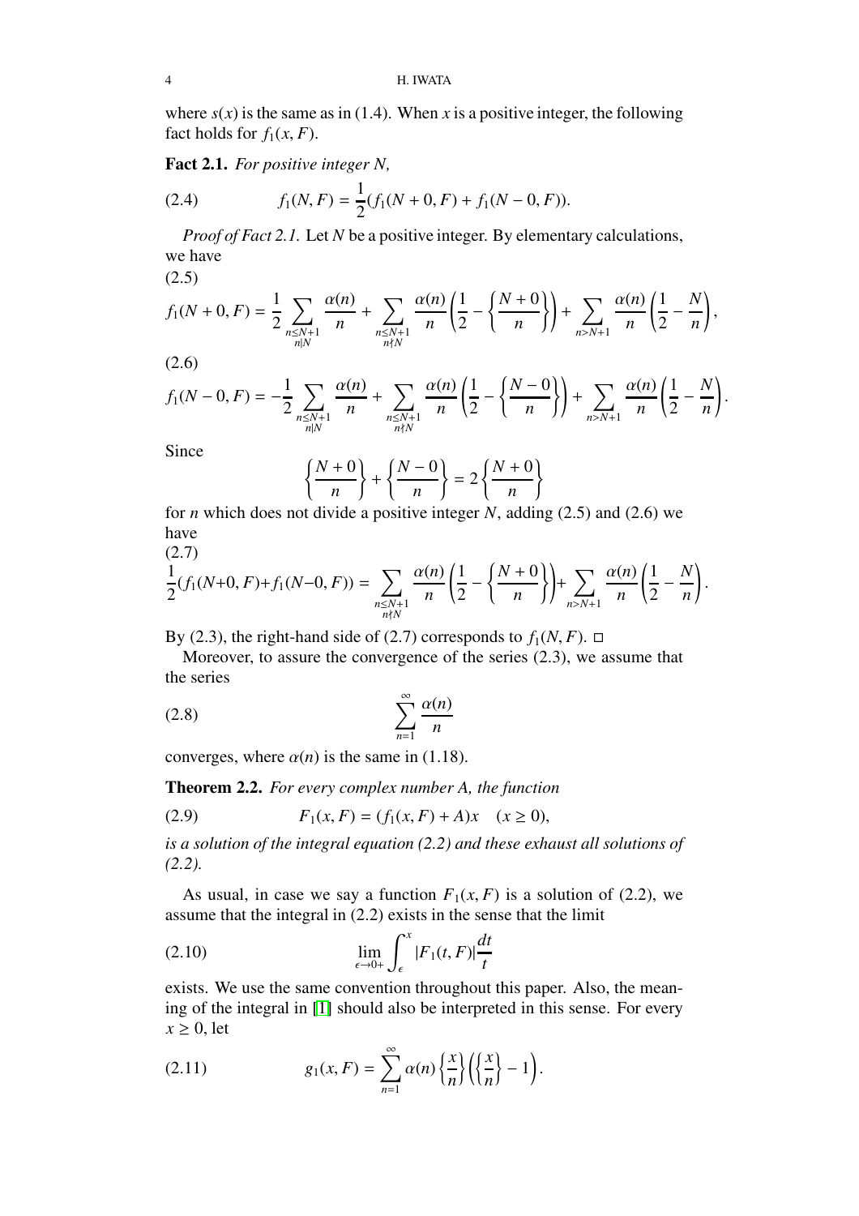where $s(x)$ is the same as in (1.4). When $x$ is a positive integer, the following fact holds for $f_1(x, F)$.

**Fact 2.1.** *For positive integer $N$,*

$$f_1(N, F) = \frac{1}{2}(f_1(N + 0, F) + f_1(N - 0, F)). \tag{2.4}$$

*Proof of Fact 2.1.* Let $N$ be a positive integer. By elementary calculations, we have

$$f_1(N + 0, F) = \frac{1}{2} \sum_{\substack{n \le N+1 \\ n \mid N}} \frac{\alpha(n)}{n} + \sum_{\substack{n \le N+1 \\ n \nmid N}} \frac{\alpha(n)}{n} \left( \frac{1}{2} - \left\{ \frac{N+0}{n} \right\} \right) + \sum_{n > N+1} \frac{\alpha(n)}{n} \left( \frac{1}{2} - \frac{N}{n} \right), \tag{2.5}$$

$$f_1(N - 0, F) = -\frac{1}{2} \sum_{\substack{n \le N+1 \\ n \mid N}} \frac{\alpha(n)}{n} + \sum_{\substack{n \le N+1 \\ n \nmid N}} \frac{\alpha(n)}{n} \left( \frac{1}{2} - \left\{ \frac{N-0}{n} \right\} \right) + \sum_{n > N+1} \frac{\alpha(n)}{n} \left( \frac{1}{2} - \frac{N}{n} \right). \tag{2.6}$$

Since

$$\left\{ \frac{N+0}{n} \right\} + \left\{ \frac{N-0}{n} \right\} = 2 \left\{ \frac{N+0}{n} \right\}$$

for $n$ which does not divide a positive integer $N$, adding (2.5) and (2.6) we have

$$\frac{1}{2}(f_1(N+0, F) + f_1(N-0, F)) = \sum_{\substack{n \le N+1 \\ n \nmid N}} \frac{\alpha(n)}{n} \left( \frac{1}{2} - \left\{ \frac{N+0}{n} \right\} \right) + \sum_{n > N+1} \frac{\alpha(n)}{n} \left( \frac{1}{2} - \frac{N}{n} \right). \tag{2.7}$$

By (2.3), the right-hand side of (2.7) corresponds to $f_1(N, F)$. □

Moreover, to assure the convergence of the series (2.3), we assume that the series

$$\sum_{n=1}^{\infty} \frac{\alpha(n)}{n} \tag{2.8}$$

converges, where $\alpha(n)$ is the same in (1.18).

**Theorem 2.2.** *For every complex number $A$, the function*

$$F_1(x, F) = (f_1(x, F) + A)x \quad (x \ge 0), \tag{2.9}$$

*is a solution of the integral equation (2.2) and these exhaust all solutions of (2.2).*

As usual, in case we say a function $F_1(x, F)$ is a solution of (2.2), we assume that the integral in (2.2) exists in the sense that the limit

$$\lim_{\epsilon \to 0+} \int_{\epsilon}^{x} |F_1(t, F)| \frac{dt}{t} \tag{2.10}$$

exists. We use the same convention throughout this paper. Also, the meaning of the integral in [1] should also be interpreted in this sense. For every $x \ge 0$, let

$$g_1(x, F) = \sum_{n=1}^{\infty} \alpha(n) \left\{ \frac{x}{n} \right\} \left( \left\{ \frac{x}{n} \right\} - 1 \right). \tag{2.11}$$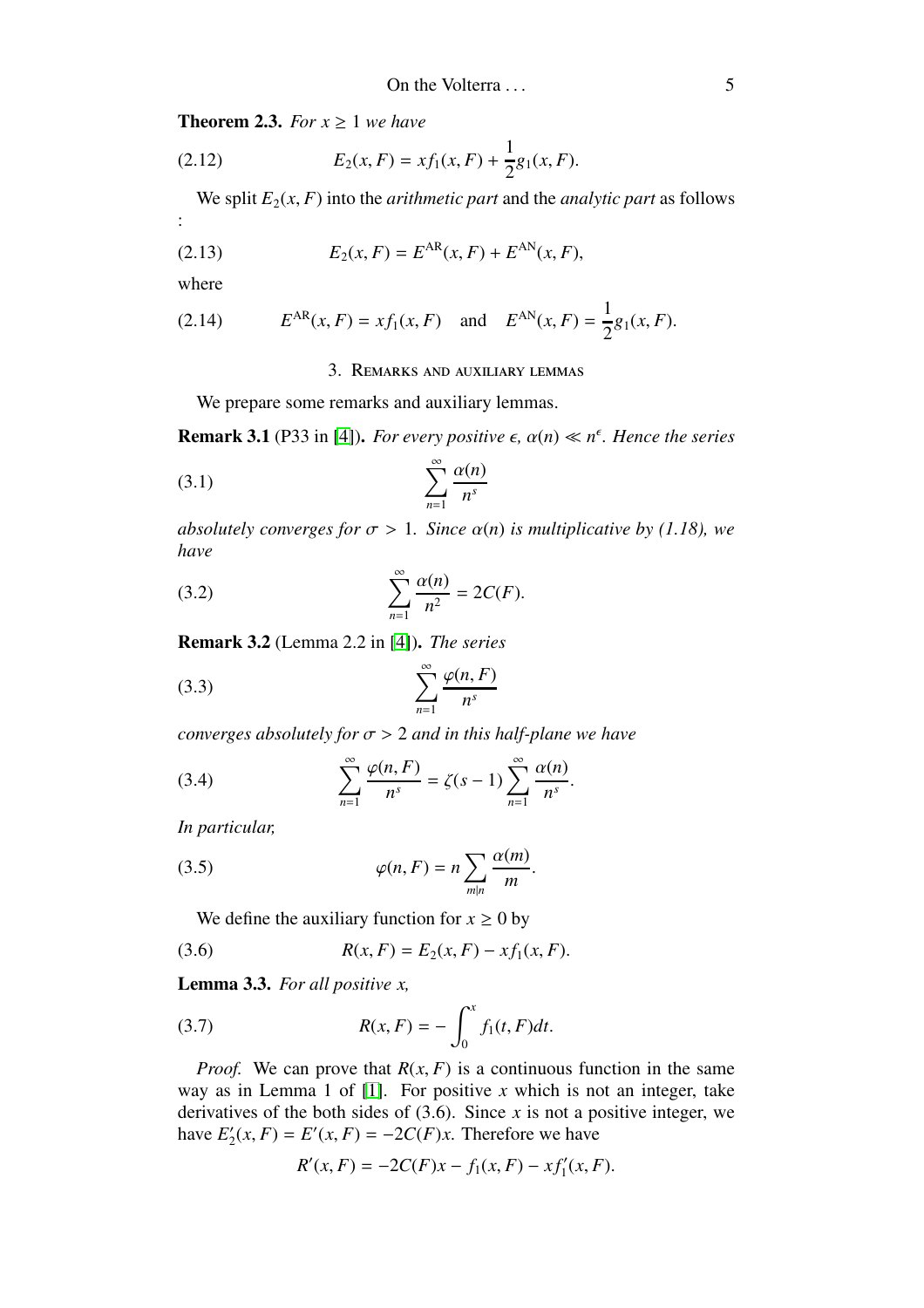**Theorem 2.3.** *For $x \geq 1$ we have*

$$E_2(x, F) = x f_1(x, F) + \frac{1}{2} g_1(x, F). \tag{2.12}$$

We split $E_2(x, F)$ into the *arithmetic part* and the *analytic part* as follows :

$$E_2(x, F) = E^{\mathrm{AR}}(x, F) + E^{\mathrm{AN}}(x, F), \tag{2.13}$$

where

$$E^{\mathrm{AR}}(x, F) = x f_1(x, F) \quad \text{and} \quad E^{\mathrm{AN}}(x, F) = \frac{1}{2} g_1(x, F). \tag{2.14}$$

## 3. Remarks and auxiliary lemmas

We prepare some remarks and auxiliary lemmas.

**Remark 3.1** (P33 in [4]). *For every positive $\epsilon$, $\alpha(n) \ll n^{\epsilon}$. Hence the series*

$$\sum_{n=1}^{\infty} \frac{\alpha(n)}{n^s} \tag{3.1}$$

*absolutely converges for $\sigma > 1$. Since $\alpha(n)$ is multiplicative by (1.18), we have*

$$\sum_{n=1}^{\infty} \frac{\alpha(n)}{n^2} = 2C(F). \tag{3.2}$$

**Remark 3.2** (Lemma 2.2 in [4]). *The series*

$$\sum_{n=1}^{\infty} \frac{\varphi(n, F)}{n^s} \tag{3.3}$$

*converges absolutely for $\sigma > 2$ and in this half-plane we have*

$$\sum_{n=1}^{\infty} \frac{\varphi(n, F)}{n^s} = \zeta(s-1) \sum_{n=1}^{\infty} \frac{\alpha(n)}{n^s}. \tag{3.4}$$

*In particular,*

$$\varphi(n, F) = n \sum_{m|n} \frac{\alpha(m)}{m}. \tag{3.5}$$

We define the auxiliary function for $x \geq 0$ by

$$R(x, F) = E_2(x, F) - x f_1(x, F). \tag{3.6}$$

**Lemma 3.3.** *For all positive $x$,*

$$R(x, F) = -\int_0^x f_1(t, F) dt. \tag{3.7}$$

*Proof.* We can prove that $R(x, F)$ is a continuous function in the same way as in Lemma 1 of [1]. For positive $x$ which is not an integer, take derivatives of the both sides of (3.6). Since $x$ is not a positive integer, we have $E_2'(x, F) = E'(x, F) = -2C(F)x$. Therefore we have

$$R'(x, F) = -2C(F)x - f_1(x, F) - x f_1'(x, F).$$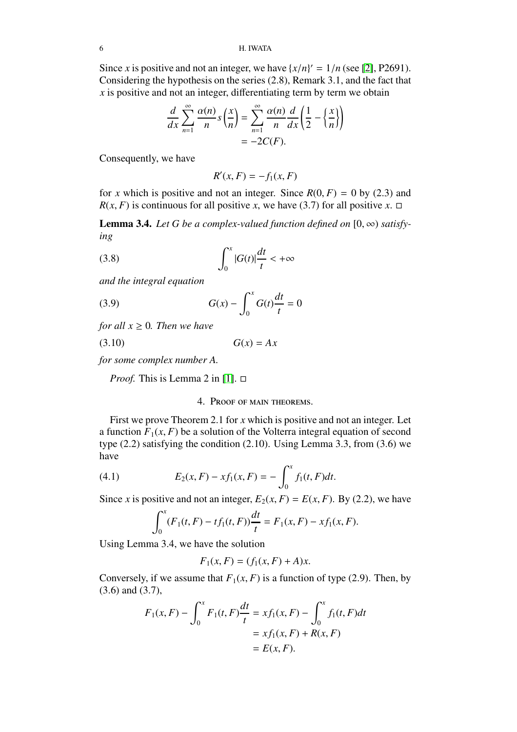Since $x$ is positive and not an integer, we have $\{x/n\}' = 1/n$ (see [2], P2691). Considering the hypothesis on the series (2.8), Remark 3.1, and the fact that $x$ is positive and not an integer, differentiating term by term we obtain

$$\frac{d}{dx}\sum_{n=1}^{\infty}\frac{\alpha(n)}{n}s\left(\frac{x}{n}\right) = \sum_{n=1}^{\infty}\frac{\alpha(n)}{n}\frac{d}{dx}\left(\frac{1}{2}-\left\{\frac{x}{n}\right\}\right)$$
$$= -2C(F).$$

Consequently, we have

$$R'(x,F) = -f_1(x,F)$$

for $x$ which is positive and not an integer. Since $R(0,F) = 0$ by (2.3) and $R(x,F)$ is continuous for all positive $x$, we have (3.7) for all positive $x$. □

**Lemma 3.4.** *Let $G$ be a complex-valued function defined on $[0,\infty)$ satisfying*

$$\int_0^x |G(t)|\frac{dt}{t} < +\infty \tag{3.8}$$

*and the integral equation*

$$G(x) - \int_0^x G(t)\frac{dt}{t} = 0 \tag{3.9}$$

*for all $x \geq 0$. Then we have*

$$G(x) = Ax \tag{3.10}$$

*for some complex number $A$.*

*Proof.* This is Lemma 2 in [1]. □

## 4. Proof of main theorems.

First we prove Theorem 2.1 for $x$ which is positive and not an integer. Let a function $F_1(x,F)$ be a solution of the Volterra integral equation of second type (2.2) satisfying the condition (2.10). Using Lemma 3.3, from (3.6) we have

$$E_2(x,F) - xf_1(x,F) = -\int_0^x f_1(t,F)dt. \tag{4.1}$$

Since $x$ is positive and not an integer, $E_2(x,F) = E(x,F)$. By (2.2), we have

$$\int_0^x (F_1(t,F) - tf_1(t,F))\frac{dt}{t} = F_1(x,F) - xf_1(x,F).$$

Using Lemma 3.4, we have the solution

$$F_1(x,F) = (f_1(x,F) + A)x.$$

Conversely, if we assume that $F_1(x,F)$ is a function of type (2.9). Then, by (3.6) and (3.7),

$$F_1(x,F) - \int_0^x F_1(t,F)\frac{dt}{t} = xf_1(x,F) - \int_0^x f_1(t,F)dt$$
$$= xf_1(x,F) + R(x,F)$$
$$= E(x,F).$$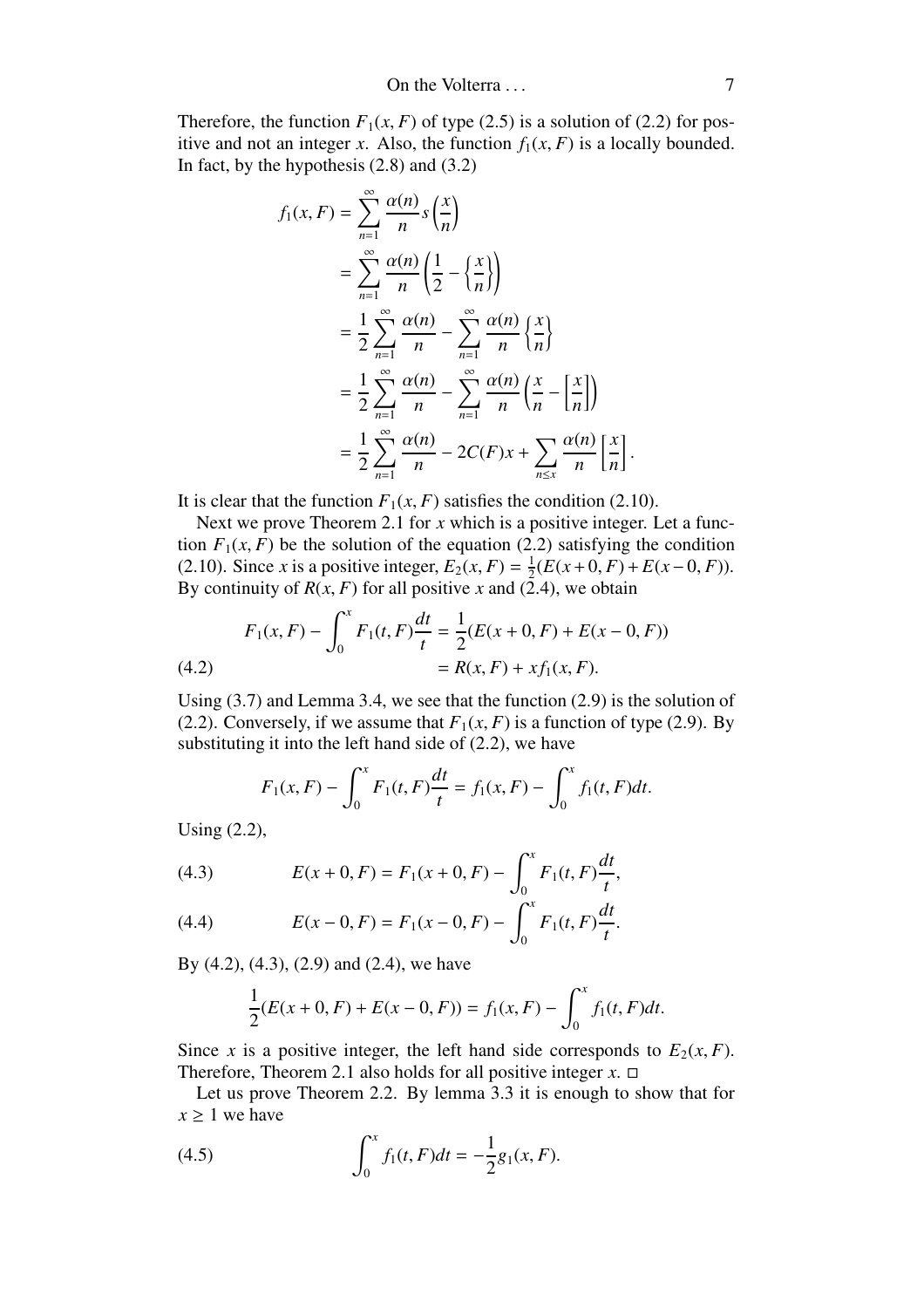Therefore, the function $F_1(x, F)$ of type (2.5) is a solution of (2.2) for positive and not an integer $x$. Also, the function $f_1(x, F)$ is a locally bounded. In fact, by the hypothesis (2.8) and (3.2)

$$
\begin{aligned}
f_1(x, F) &= \sum_{n=1}^{\infty} \frac{\alpha(n)}{n} s\left(\frac{x}{n}\right) \\
&= \sum_{n=1}^{\infty} \frac{\alpha(n)}{n} \left(\frac{1}{2} - \left\{\frac{x}{n}\right\}\right) \\
&= \frac{1}{2} \sum_{n=1}^{\infty} \frac{\alpha(n)}{n} - \sum_{n=1}^{\infty} \frac{\alpha(n)}{n} \left\{\frac{x}{n}\right\} \\
&= \frac{1}{2} \sum_{n=1}^{\infty} \frac{\alpha(n)}{n} - \sum_{n=1}^{\infty} \frac{\alpha(n)}{n} \left(\frac{x}{n} - \left[\frac{x}{n}\right]\right) \\
&= \frac{1}{2} \sum_{n=1}^{\infty} \frac{\alpha(n)}{n} - 2C(F)x + \sum_{n \le x} \frac{\alpha(n)}{n} \left[\frac{x}{n}\right].
\end{aligned}
$$

It is clear that the function $F_1(x, F)$ satisfies the condition (2.10).

Next we prove Theorem 2.1 for $x$ which is a positive integer. Let a function $F_1(x, F)$ be the solution of the equation (2.2) satisfying the condition (2.10). Since $x$ is a positive integer, $E_2(x, F) = \frac{1}{2}(E(x+0, F) + E(x-0, F))$. By continuity of $R(x, F)$ for all positive $x$ and (2.4), we obtain

$$
\begin{aligned}
F_1(x, F) - \int_0^x F_1(t, F) \frac{dt}{t} &= \frac{1}{2}(E(x+0, F) + E(x-0, F)) \\
&= R(x, F) + x f_1(x, F). \qquad (4.2)
\end{aligned}
$$

Using (3.7) and Lemma 3.4, we see that the function (2.9) is the solution of (2.2). Conversely, if we assume that $F_1(x, F)$ is a function of type (2.9). By substituting it into the left hand side of (2.2), we have

$$
F_1(x, F) - \int_0^x F_1(t, F) \frac{dt}{t} = f_1(x, F) - \int_0^x f_1(t, F) dt.
$$

Using (2.2),

$$
E(x+0, F) = F_1(x+0, F) - \int_0^x F_1(t, F) \frac{dt}{t}, \qquad (4.3)
$$

$$
E(x-0, F) = F_1(x-0, F) - \int_0^x F_1(t, F) \frac{dt}{t}. \qquad (4.4)
$$

By (4.2), (4.3), (2.9) and (2.4), we have

$$
\frac{1}{2}(E(x+0, F) + E(x-0, F)) = f_1(x, F) - \int_0^x f_1(t, F) dt.
$$

Since $x$ is a positive integer, the left hand side corresponds to $E_2(x, F)$. Therefore, Theorem 2.1 also holds for all positive integer $x$. □

Let us prove Theorem 2.2. By lemma 3.3 it is enough to show that for $x \ge 1$ we have

$$
\int_0^x f_1(t, F) dt = -\frac{1}{2} g_1(x, F). \qquad (4.5)
$$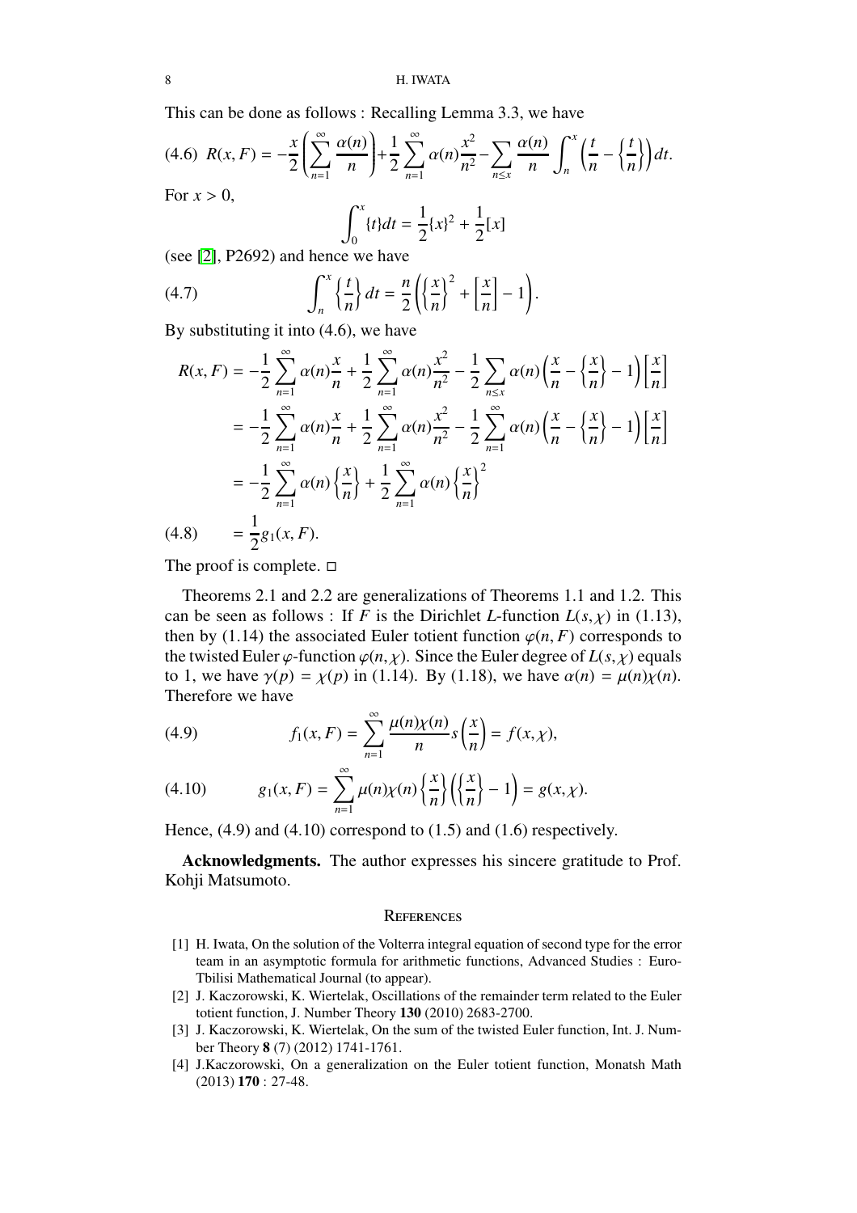This can be done as follows : Recalling Lemma 3.3, we have

$$R(x,F) = -\frac{x}{2}\left(\sum_{n=1}^{\infty}\frac{\alpha(n)}{n}\right) + \frac{1}{2}\sum_{n=1}^{\infty}\alpha(n)\frac{x^2}{n^2} - \sum_{n\le x}\frac{\alpha(n)}{n}\int_n^x\left(\frac{t}{n} - \left\{\frac{t}{n}\right\}\right)dt. \tag{4.6}$$

For $x > 0$,

$$\int_0^x \{t\}dt = \frac{1}{2}\{x\}^2 + \frac{1}{2}[x]$$

(see [2], P2692) and hence we have

$$\int_n^x \left\{\frac{t}{n}\right\}dt = \frac{n}{2}\left(\left\{\frac{x}{n}\right\}^2 + \left[\frac{x}{n}\right] - 1\right). \tag{4.7}$$

By substituting it into (4.6), we have

$$\begin{aligned}
R(x,F) &= -\frac{1}{2}\sum_{n=1}^{\infty}\alpha(n)\frac{x}{n} + \frac{1}{2}\sum_{n=1}^{\infty}\alpha(n)\frac{x^2}{n^2} - \frac{1}{2}\sum_{n\le x}\alpha(n)\left(\frac{x}{n} - \left\{\frac{x}{n}\right\} - 1\right)\left[\frac{x}{n}\right] \\
&= -\frac{1}{2}\sum_{n=1}^{\infty}\alpha(n)\frac{x}{n} + \frac{1}{2}\sum_{n=1}^{\infty}\alpha(n)\frac{x^2}{n^2} - \frac{1}{2}\sum_{n=1}^{\infty}\alpha(n)\left(\frac{x}{n} - \left\{\frac{x}{n}\right\} - 1\right)\left[\frac{x}{n}\right] \\
&= -\frac{1}{2}\sum_{n=1}^{\infty}\alpha(n)\left\{\frac{x}{n}\right\} + \frac{1}{2}\sum_{n=1}^{\infty}\alpha(n)\left\{\frac{x}{n}\right\}^2 \\
&= \frac{1}{2}g_1(x,F).
\end{aligned} \tag{4.8}$$

The proof is complete. □

Theorems 2.1 and 2.2 are generalizations of Theorems 1.1 and 1.2. This can be seen as follows : If $F$ is the Dirichlet $L$-function $L(s,\chi)$ in (1.13), then by (1.14) the associated Euler totient function $\varphi(n,F)$ corresponds to the twisted Euler $\varphi$-function $\varphi(n,\chi)$. Since the Euler degree of $L(s,\chi)$ equals to 1, we have $\gamma(p) = \chi(p)$ in (1.14). By (1.18), we have $\alpha(n) = \mu(n)\chi(n)$. Therefore we have

$$f_1(x,F) = \sum_{n=1}^{\infty}\frac{\mu(n)\chi(n)}{n}s\left(\frac{x}{n}\right) = f(x,\chi), \tag{4.9}$$

$$g_1(x,F) = \sum_{n=1}^{\infty}\mu(n)\chi(n)\left\{\frac{x}{n}\right\}\left(\left\{\frac{x}{n}\right\} - 1\right) = g(x,\chi). \tag{4.10}$$

Hence, (4.9) and (4.10) correspond to (1.5) and (1.6) respectively.

**Acknowledgments.** The author expresses his sincere gratitude to Prof. Kohji Matsumoto.

## References

[1] H. Iwata, On the solution of the Volterra integral equation of second type for the error team in an asymptotic formula for arithmetic functions, Advanced Studies : Euro-Tbilisi Mathematical Journal (to appear).

[2] J. Kaczorowski, K. Wiertelak, Oscillations of the remainder term related to the Euler totient function, J. Number Theory **130** (2010) 2683-2700.

[3] J. Kaczorowski, K. Wiertelak, On the sum of the twisted Euler function, Int. J. Number Theory **8** (7) (2012) 1741-1761.

[4] J.Kaczorowski, On a generalization on the Euler totient function, Monatsh Math (2013) **170** : 27-48.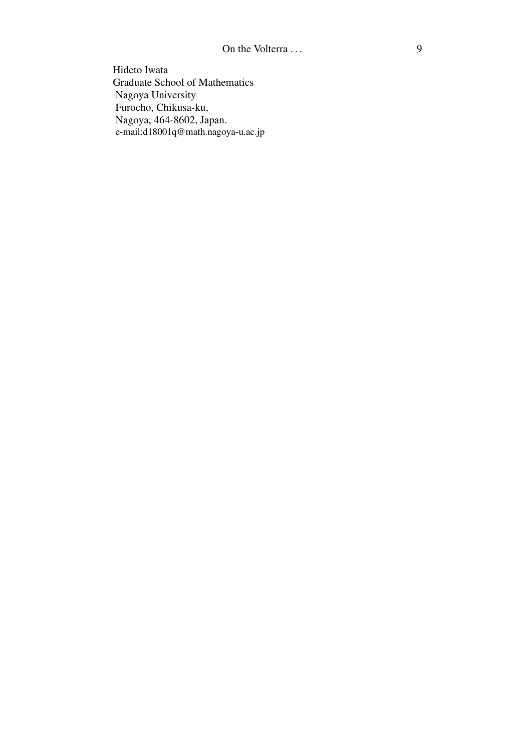Hideto Iwata
Graduate School of Mathematics
Nagoya University
Furocho, Chikusa-ku,
Nagoya, 464-8602, Japan.
e-mail:d18001q@math.nagoya-u.ac.jp